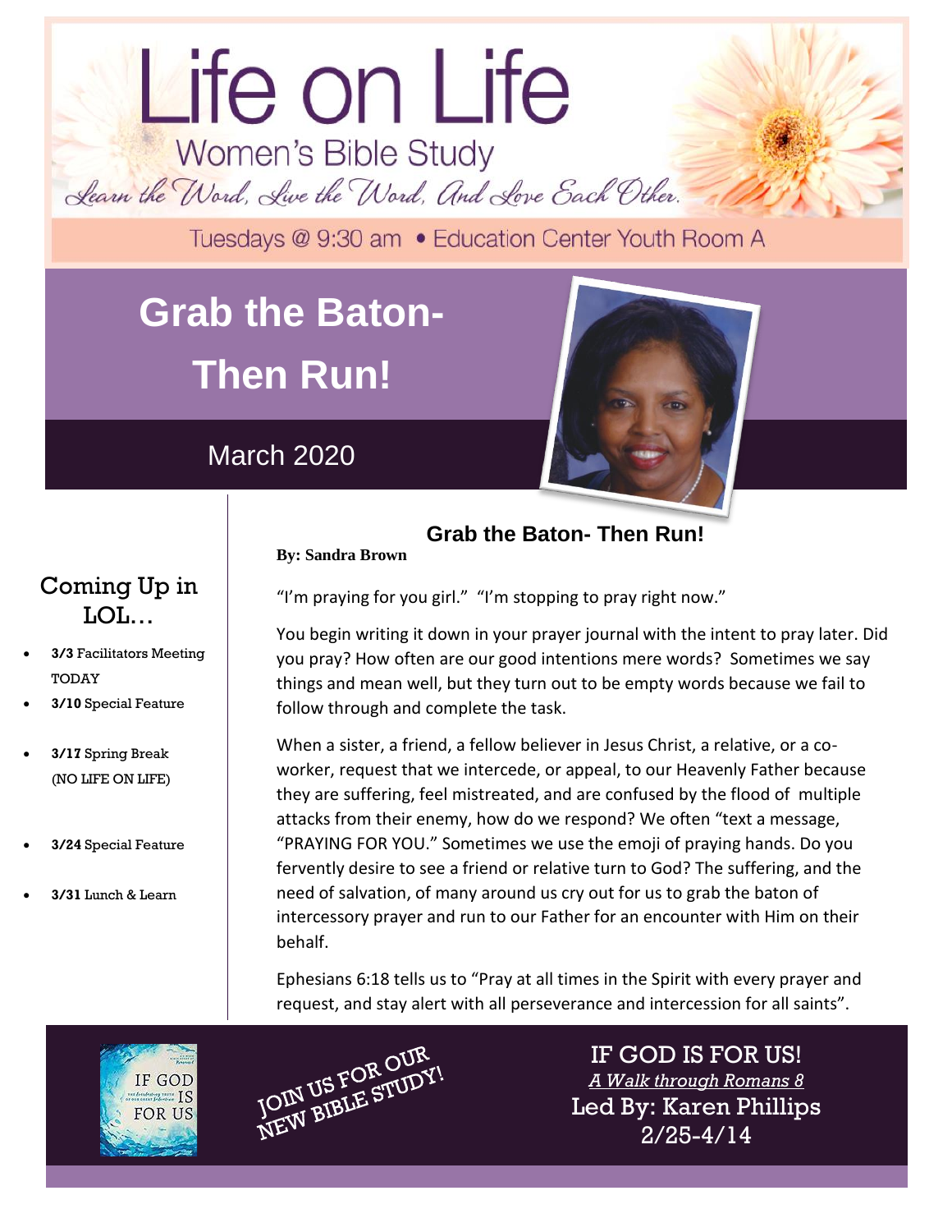# Life on Life

## Women's Bible Study

*Learn the Word, Live the Word, And Love Each Other.*

Tuesdays @ 9:30 am • Education Center Youth Room A

# Grab the Baton- Then Run!

March 2020

## Coming Up in LOL…

- **3/3** Facilitators Meeting TODAY
- **3/10** Special Feature
- **3/17** Spring Break (NO LIFE ON LIFE)
- **3/24** Special Feature
- **3/31** Lunch & Learn

## Grab the Baton- Then Run!

**By: Sandra Brown**

"I'm praying for you girl." "I'm stopping to pray right now."

You begin writing it down in your prayer journal with the intent to pray later. Did you pray? How often are our good intentions mere words? Sometimes we say things and mean well, but they turn out to be empty words because we fail to follow through and complete the task.

When a sister, a friend, a fellow believer in Jesus Christ, a relative, or a co-worker, request that we intercede, or appeal, to our Heavenly Father because they are suffering, feel mistreated, and are confused by the flood of multiple attacks from their enemy, how do we respond? We often "text a message, "PRAYING FOR YOU." Sometimes we use the emoji of praying hands. Do you fervently desire to see a friend or relative turn to God? The suffering, and the need of salvation, of many around us cry out for us to grab the baton of intercessory prayer and run to our Father for an encounter with Him on their behalf.

Ephesians 6:18 tells us to "Pray at all times in the Spirit with every prayer and request, and stay alert with all perseverance and intercession for all saints".

JOIN US FOR OUR NEW BIBLE STUDY!

IF GOD IS FOR US!

*A Walk through Romans 8*

Led By: Karen Phillips

2/25-4/14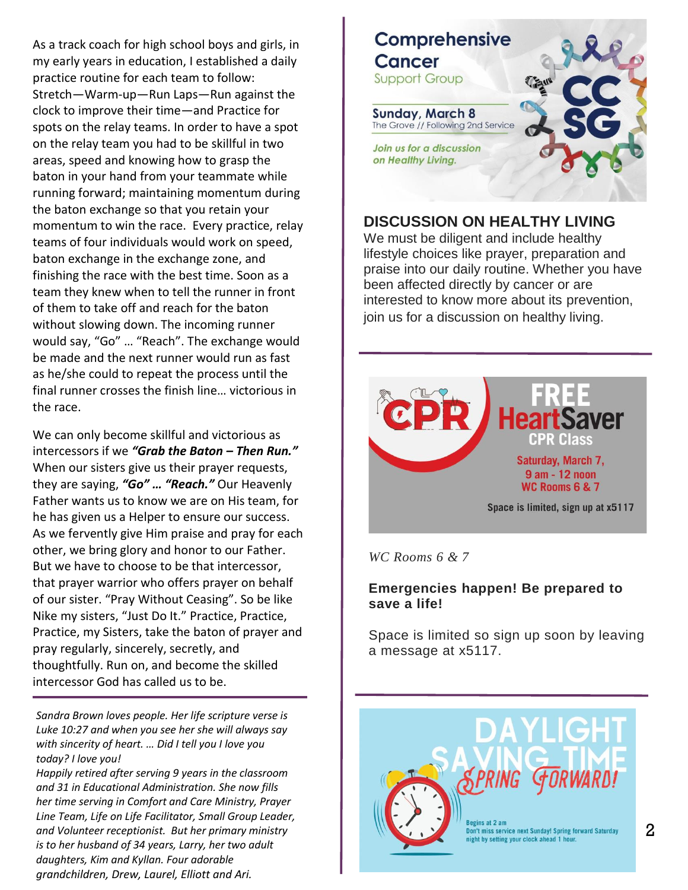As a track coach for high school boys and girls, in my early years in education, I established a daily practice routine for each team to follow: Stretch—Warm-up—Run Laps—Run against the clock to improve their time—and Practice for spots on the relay teams. In order to have a spot on the relay team you had to be skillful in two areas, speed and knowing how to grasp the baton in your hand from your teammate while running forward; maintaining momentum during the baton exchange so that you retain your momentum to win the race. Every practice, relay teams of four individuals would work on speed, baton exchange in the exchange zone, and finishing the race with the best time. Soon as a team they knew when to tell the runner in front of them to take off and reach for the baton without slowing down. The incoming runner would say, "Go" … "Reach". The exchange would be made and the next runner would run as fast as he/she could to repeat the process until the final runner crosses the finish line… victorious in the race.

We can only become skillful and victorious as intercessors if we ***"Grab the Baton – Then Run."*** When our sisters give us their prayer requests, they are saying, ***"Go" … "Reach."*** Our Heavenly Father wants us to know we are on His team, for he has given us a Helper to ensure our success. As we fervently give Him praise and pray for each other, we bring glory and honor to our Father. But we have to choose to be that intercessor, that prayer warrior who offers prayer on behalf of our sister. "Pray Without Ceasing". So be like Nike my sisters, "Just Do It." Practice, Practice, Practice, my Sisters, take the baton of prayer and pray regularly, sincerely, secretly, and thoughtfully. Run on, and become the skilled intercessor God has called us to be.

---

*Sandra Brown loves people. Her life scripture verse is Luke 10:27 and when you see her she will always say with sincerity of heart. … Did I tell you I love you today? I love you!*

*Happily retired after serving 9 years in the classroom and 31 in Educational Administration. She now fills her time serving in Comfort and Care Ministry, Prayer Line Team, Life on Life Facilitator, Small Group Leader, and Volunteer receptionist. But her primary ministry is to her husband of 34 years, Larry, her two adult daughters, Kim and Kyllan. Four adorable grandchildren, Drew, Laurel, Elliott and Ari.*

---

**Comprehensive Cancer** Support Group

**CCSG**

**Sunday, March 8**
The Grove // Following 2nd Service

*Join us for a discussion on Healthy Living.*

## DISCUSSION ON HEALTHY LIVING

We must be diligent and include healthy lifestyle choices like prayer, preparation and praise into our daily routine. Whether you have been affected directly by cancer or are interested to know more about its prevention, join us for a discussion on healthy living.

---

**CPR**

**FREE HeartSaver CPR Class**

**Saturday, March 7,**
**9 am - 12 noon**
**WC Rooms 6 & 7**

**Space is limited, sign up at x5117**

*WC Rooms 6 & 7*

**Emergencies happen! Be prepared to save a life!**

Space is limited so sign up soon by leaving a message at x5117.

---

**DAYLIGHT SAVING TIME**

**SPRING FORWARD!**

Begins at 2 am
Don't miss service next Sunday! Spring forward Saturday night by setting your clock ahead 1 hour.